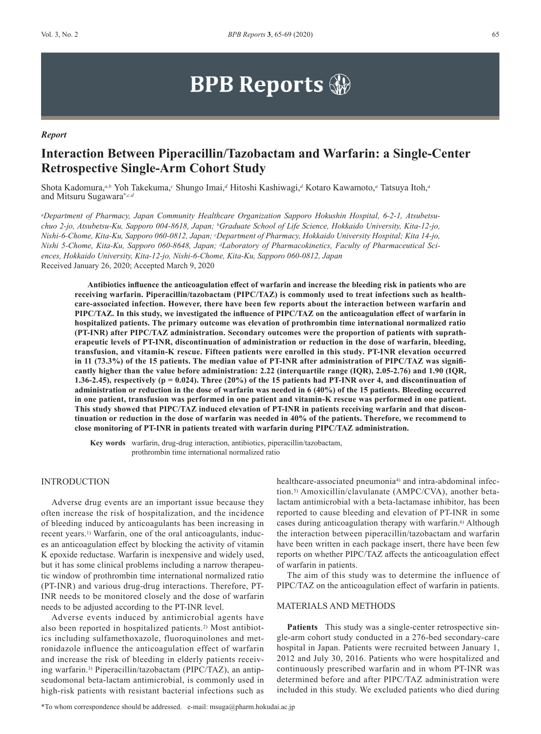*Report*

# Interaction Between Piperacillin/Tazobactam and Warfarin: a Single-Center Retrospective Single-Arm Cohort Study

Shota Kadomura,[a,b] Yoh Takekuma,[c] Shungo Imai,[d] Hitoshi Kashiwagi,[d] Kotaro Kawamoto,[a] Tatsuya Itoh,[a] and Mitsuru Sugawara*[c,d]

[a]*Department of Pharmacy, Japan Community Healthcare Organization Sapporo Hokushin Hospital, 6-2-1, Atsubetsu-chuo 2-jo, Atsubetsu-Ku, Sapporo 004-8618, Japan;* [b]*Graduate School of Life Science, Hokkaido University, Kita-12-jo, Nishi-6-Chome, Kita-Ku, Sapporo 060-0812, Japan;* [c]*Department of Pharmacy, Hokkaido University Hospital; Kita 14-jo, Nishi 5-Chome, Kita-Ku, Sapporo 060-8648, Japan;* [d]*Laboratory of Pharmacokinetics, Faculty of Pharmaceutical Sciences, Hokkaido University, Kita-12-jo, Nishi-6-Chome, Kita-Ku, Sapporo 060-0812, Japan*

Received January 26, 2020; Accepted March 9, 2020

**Antibiotics influence the anticoagulation effect of warfarin and increase the bleeding risk in patients who are receiving warfarin. Piperacillin/tazobactam (PIPC/TAZ) is commonly used to treat infections such as healthcare-associated infection. However, there have been few reports about the interaction between warfarin and PIPC/TAZ. In this study, we investigated the influence of PIPC/TAZ on the anticoagulation effect of warfarin in hospitalized patients. The primary outcome was elevation of prothrombin time international normalized ratio (PT-INR) after PIPC/TAZ administration. Secondary outcomes were the proportion of patients with supratherapeutic levels of PT-INR, discontinuation of administration or reduction in the dose of warfarin, bleeding, transfusion, and vitamin-K rescue. Fifteen patients were enrolled in this study. PT-INR elevation occurred in 11 (73.3%) of the 15 patients. The median value of PT-INR after administration of PIPC/TAZ was significantly higher than the value before administration: 2.22 (interquartile range (IQR), 2.05-2.76) and 1.90 (IQR, 1.36-2.45), respectively (p = 0.024). Three (20%) of the 15 patients had PT-INR over 4, and discontinuation of administration or reduction in the dose of warfarin was needed in 6 (40%) of the 15 patients. Bleeding occurred in one patient, transfusion was performed in one patient and vitamin-K rescue was performed in one patient. This study showed that PIPC/TAZ induced elevation of PT-INR in patients receiving warfarin and that discontinuation or reduction in the dose of warfarin was needed in 40% of the patients. Therefore, we recommend to close monitoring of PT-INR in patients treated with warfarin during PIPC/TAZ administration.**

**Key words** warfarin, drug-drug interaction, antibiotics, piperacillin/tazobactam, prothrombin time international normalized ratio

## INTRODUCTION

Adverse drug events are an important issue because they often increase the risk of hospitalization, and the incidence of bleeding induced by anticoagulants has been increasing in recent years.[1)] Warfarin, one of the oral anticoagulants, induces an anticoagulation effect by blocking the activity of vitamin K epoxide reductase. Warfarin is inexpensive and widely used, but it has some clinical problems including a narrow therapeutic window of prothrombin time international normalized ratio (PT-INR) and various drug-drug interactions. Therefore, PT-INR needs to be monitored closely and the dose of warfarin needs to be adjusted according to the PT-INR level.

Adverse events induced by antimicrobial agents have also been reported in hospitalized patients.[2)] Most antibiotics including sulfamethoxazole, fluoroquinolones and metronidazole influence the anticoagulation effect of warfarin and increase the risk of bleeding in elderly patients receiving warfarin.[3)] Piperacillin/tazobactam (PIPC/TAZ), an antipseudomonal beta-lactam antimicrobial, is commonly used in high-risk patients with resistant bacterial infections such as healthcare-associated pneumonia[4)] and intra-abdominal infection.[5)] Amoxicillin/clavulanate (AMPC/CVA), another beta-lactam antimicrobial with a beta-lactamase inhibitor, has been reported to cause bleeding and elevation of PT-INR in some cases during anticoagulation therapy with warfarin.[6)] Although the interaction between piperacillin/tazobactam and warfarin have been written in each package insert, there have been few reports on whether PIPC/TAZ affects the anticoagulation effect of warfarin in patients.

The aim of this study was to determine the influence of PIPC/TAZ on the anticoagulation effect of warfarin in patients.

## MATERIALS AND METHODS

**Patients** This study was a single-center retrospective single-arm cohort study conducted in a 276-bed secondary-care hospital in Japan. Patients were recruited between January 1, 2012 and July 30, 2016. Patients who were hospitalized and continuously prescribed warfarin and in whom PT-INR was determined before and after PIPC/TAZ administration were included in this study. We excluded patients who died during

*To whom correspondence should be addressed. e-mail: msuga@pharm.hokudai.ac.jp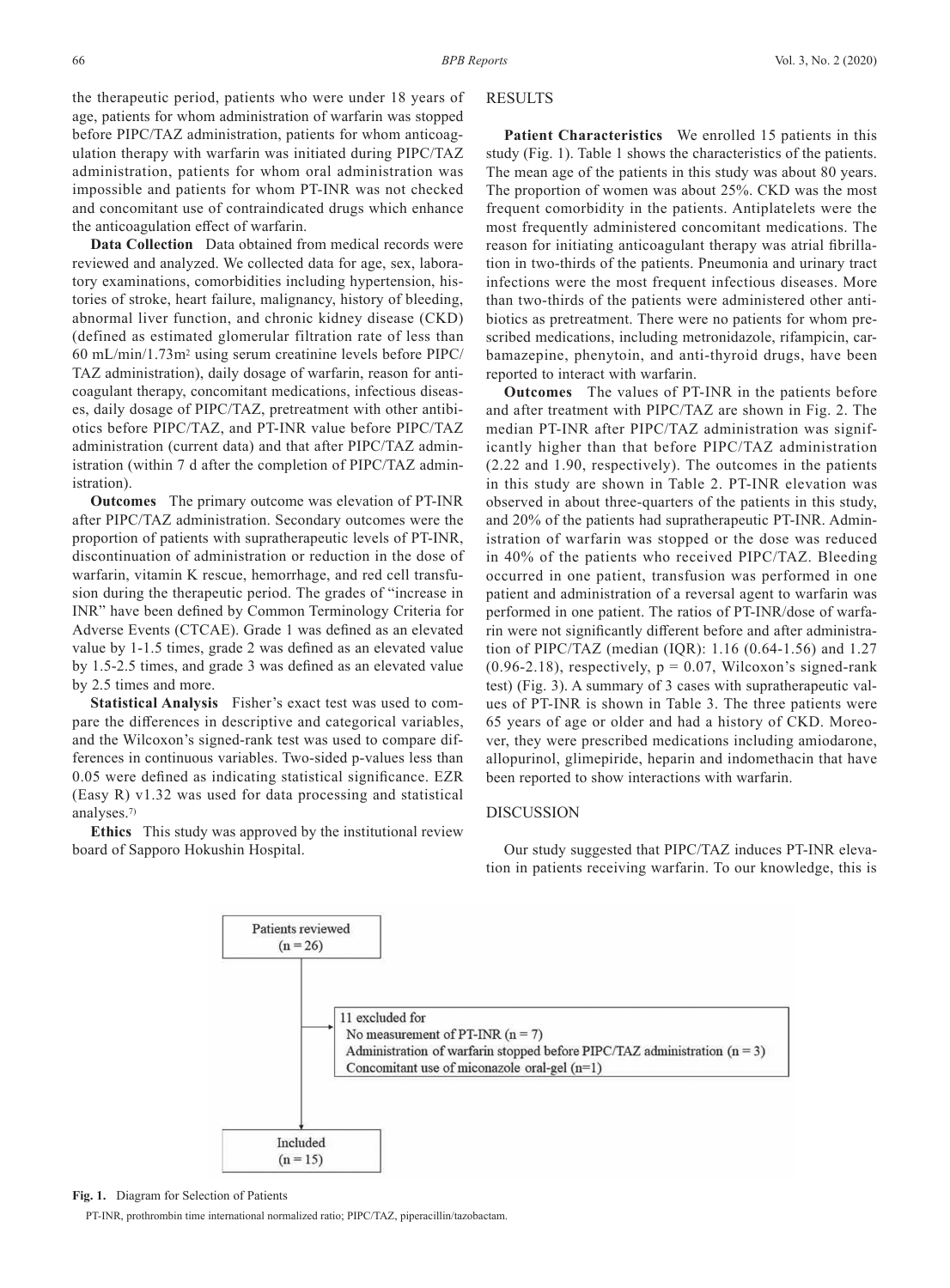the therapeutic period, patients who were under 18 years of age, patients for whom administration of warfarin was stopped before PIPC/TAZ administration, patients for whom anticoagulation therapy with warfarin was initiated during PIPC/TAZ administration, patients for whom oral administration was impossible and patients for whom PT-INR was not checked and concomitant use of contraindicated drugs which enhance the anticoagulation effect of warfarin.

**Data Collection** Data obtained from medical records were reviewed and analyzed. We collected data for age, sex, laboratory examinations, comorbidities including hypertension, histories of stroke, heart failure, malignancy, history of bleeding, abnormal liver function, and chronic kidney disease (CKD) (defined as estimated glomerular filtration rate of less than 60 mL/min/1.73m$^2$ using serum creatinine levels before PIPC/TAZ administration), daily dosage of warfarin, reason for anticoagulant therapy, concomitant medications, infectious diseases, daily dosage of PIPC/TAZ, pretreatment with other antibiotics before PIPC/TAZ, and PT-INR value before PIPC/TAZ administration (current data) and that after PIPC/TAZ administration (within 7 d after the completion of PIPC/TAZ administration).

**Outcomes** The primary outcome was elevation of PT-INR after PIPC/TAZ administration. Secondary outcomes were the proportion of patients with supratherapeutic levels of PT-INR, discontinuation of administration or reduction in the dose of warfarin, vitamin K rescue, hemorrhage, and red cell transfusion during the therapeutic period. The grades of "increase in INR" have been defined by Common Terminology Criteria for Adverse Events (CTCAE). Grade 1 was defined as an elevated value by 1-1.5 times, grade 2 was defined as an elevated value by 1.5-2.5 times, and grade 3 was defined as an elevated value by 2.5 times and more.

**Statistical Analysis** Fisher's exact test was used to compare the differences in descriptive and categorical variables, and the Wilcoxon's signed-rank test was used to compare differences in continuous variables. Two-sided p-values less than 0.05 were defined as indicating statistical significance. EZR (Easy R) v1.32 was used for data processing and statistical analyses.[7]

**Ethics** This study was approved by the institutional review board of Sapporo Hokushin Hospital.

## RESULTS

**Patient Characteristics** We enrolled 15 patients in this study (Fig. 1). Table 1 shows the characteristics of the patients. The mean age of the patients in this study was about 80 years. The proportion of women was about 25%. CKD was the most frequent comorbidity in the patients. Antiplatelets were the most frequently administered concomitant medications. The reason for initiating anticoagulant therapy was atrial fibrillation in two-thirds of the patients. Pneumonia and urinary tract infections were the most frequent infectious diseases. More than two-thirds of the patients were administered other antibiotics as pretreatment. There were no patients for whom prescribed medications, including metronidazole, rifampicin, carbamazepine, phenytoin, and anti-thyroid drugs, have been reported to interact with warfarin.

**Outcomes** The values of PT-INR in the patients before and after treatment with PIPC/TAZ are shown in Fig. 2. The median PT-INR after PIPC/TAZ administration was significantly higher than that before PIPC/TAZ administration (2.22 and 1.90, respectively). The outcomes in the patients in this study are shown in Table 2. PT-INR elevation was observed in about three-quarters of the patients in this study, and 20% of the patients had supratherapeutic PT-INR. Administration of warfarin was stopped or the dose was reduced in 40% of the patients who received PIPC/TAZ. Bleeding occurred in one patient, transfusion was performed in one patient and administration of a reversal agent to warfarin was performed in one patient. The ratios of PT-INR/dose of warfarin were not significantly different before and after administration of PIPC/TAZ (median (IQR): 1.16 (0.64-1.56) and 1.27 (0.96-2.18), respectively, $p = 0.07$, Wilcoxon's signed-rank test) (Fig. 3). A summary of 3 cases with supratherapeutic values of PT-INR is shown in Table 3. The three patients were 65 years of age or older and had a history of CKD. Moreover, they were prescribed medications including amiodarone, allopurinol, glimepiride, heparin and indomethacin that have been reported to show interactions with warfarin.

## DISCUSSION

Our study suggested that PIPC/TAZ induces PT-INR elevation in patients receiving warfarin. To our knowledge, this is

Patients reviewed (n = 26)
→ 11 excluded for
- No measurement of PT-INR (n = 7)
- Administration of warfarin stopped before PIPC/TAZ administration (n = 3)
- Concomitant use of miconazole oral-gel (n=1)

→ Included (n = 15)

**Fig. 1.** Diagram for Selection of Patients

PT-INR, prothrombin time international normalized ratio; PIPC/TAZ, piperacillin/tazobactam.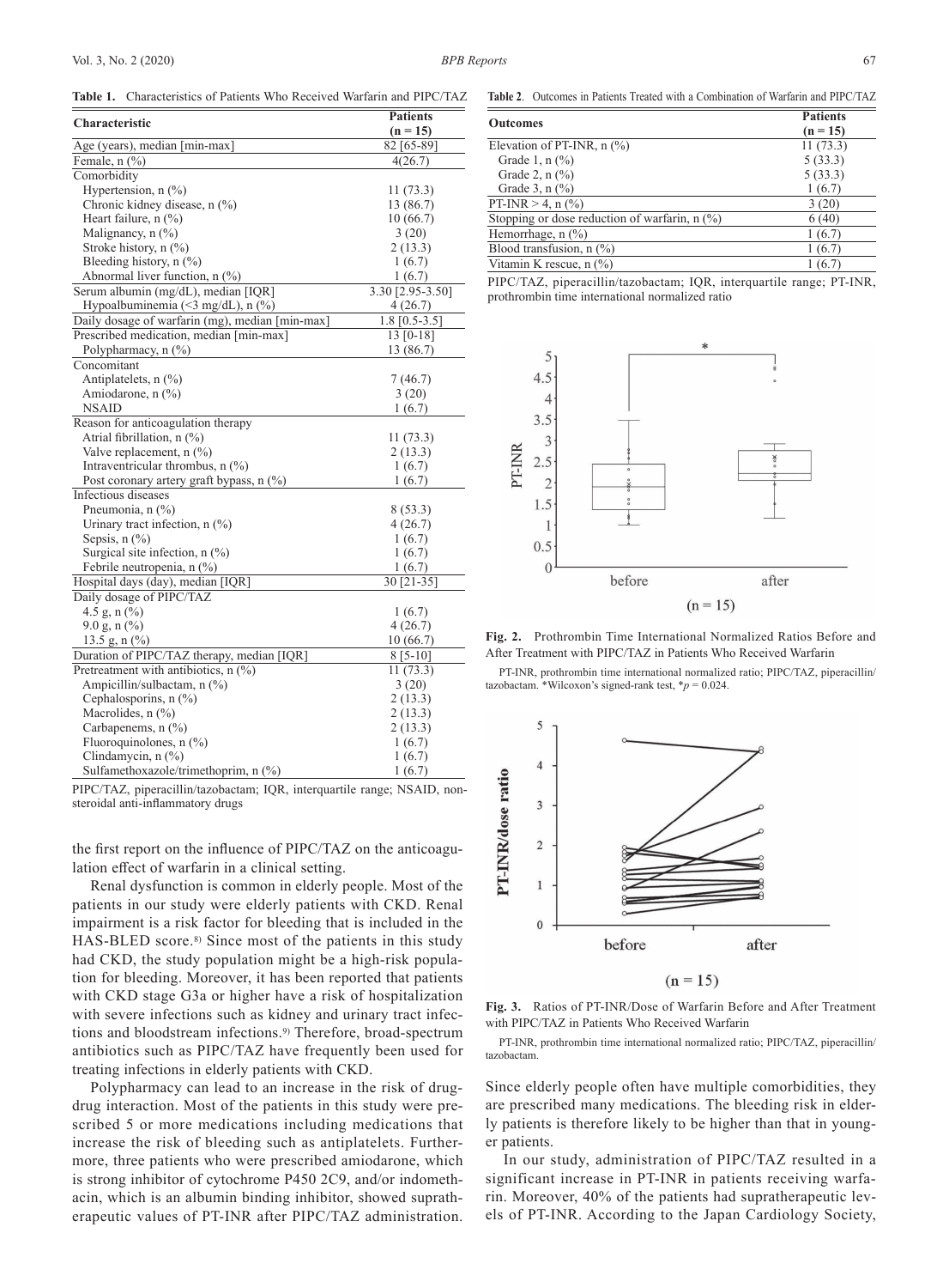**Table 1.** Characteristics of Patients Who Received Warfarin and PIPC/TAZ

| Characteristic | Patients (n = 15) |
|---|---|
| Age (years), median [min-max] | 82 [65-89] |
| Female, n (%) | 4(26.7) |
| Comorbidity | |
| Hypertension, n (%) | 11 (73.3) |
| Chronic kidney disease, n (%) | 13 (86.7) |
| Heart failure, n (%) | 10 (66.7) |
| Malignancy, n (%) | 3 (20) |
| Stroke history, n (%) | 2 (13.3) |
| Bleeding history, n (%) | 1 (6.7) |
| Abnormal liver function, n (%) | 1 (6.7) |
| Serum albumin (mg/dL), median [IQR] | 3.30 [2.95-3.50] |
| Hypoalbuminemia (<3 mg/dL), n (%) | 4 (26.7) |
| Daily dosage of warfarin (mg), median [min-max] | 1.8 [0.5-3.5] |
| Prescribed medication, median [min-max] | 13 [0-18] |
| Polypharmacy, n (%) | 13 (86.7) |
| Concomitant | |
| Antiplatelets, n (%) | 7 (46.7) |
| Amiodarone, n (%) | 3 (20) |
| NSAID | 1 (6.7) |
| Reason for anticoagulation therapy | |
| Atrial fibrillation, n (%) | 11 (73.3) |
| Valve replacement, n (%) | 2 (13.3) |
| Intraventricular thrombus, n (%) | 1 (6.7) |
| Post coronary artery graft bypass, n (%) | 1 (6.7) |
| Infectious diseases | |
| Pneumonia, n (%) | 8 (53.3) |
| Urinary tract infection, n (%) | 4 (26.7) |
| Sepsis, n (%) | 1 (6.7) |
| Surgical site infection, n (%) | 1 (6.7) |
| Febrile neutropenia, n (%) | 1 (6.7) |
| Hospital days (day), median [IQR] | 30 [21-35] |
| Daily dosage of PIPC/TAZ | |
| 4.5 g, n (%) | 1 (6.7) |
| 9.0 g, n (%) | 4 (26.7) |
| 13.5 g, n (%) | 10 (66.7) |
| Duration of PIPC/TAZ therapy, median [IQR] | 8 [5-10] |
| Pretreatment with antibiotics, n (%) | 11 (73.3) |
| Ampicillin/sulbactam, n (%) | 3 (20) |
| Cephalosporins, n (%) | 2 (13.3) |
| Macrolides, n (%) | 2 (13.3) |
| Carbapenems, n (%) | 2 (13.3) |
| Fluoroquinolones, n (%) | 1 (6.7) |
| Clindamycin, n (%) | 1 (6.7) |
| Sulfamethoxazole/trimethoprim, n (%) | 1 (6.7) |

PIPC/TAZ, piperacillin/tazobactam; IQR, interquartile range; NSAID, non-steroidal anti-inflammatory drugs

the first report on the influence of PIPC/TAZ on the anticoagulation effect of warfarin in a clinical setting.

Renal dysfunction is common in elderly people. Most of the patients in our study were elderly patients with CKD. Renal impairment is a risk factor for bleeding that is included in the HAS-BLED score.[8] Since most of the patients in this study had CKD, the study population might be a high-risk population for bleeding. Moreover, it has been reported that patients with CKD stage G3a or higher have a risk of hospitalization with severe infections such as kidney and urinary tract infections and bloodstream infections.[9] Therefore, broad-spectrum antibiotics such as PIPC/TAZ have frequently been used for treating infections in elderly patients with CKD.

Polypharmacy can lead to an increase in the risk of drug-drug interaction. Most of the patients in this study were prescribed 5 or more medications including medications that increase the risk of bleeding such as antiplatelets. Furthermore, three patients who were prescribed amiodarone, which is strong inhibitor of cytochrome P450 2C9, and/or indomethacin, which is an albumin binding inhibitor, showed supratherapeutic values of PT-INR after PIPC/TAZ administration.

**Table 2.** Outcomes in Patients Treated with a Combination of Warfarin and PIPC/TAZ

| Outcomes | Patients (n = 15) |
|---|---|
| Elevation of PT-INR, n (%) | 11 (73.3) |
| Grade 1, n (%) | 5 (33.3) |
| Grade 2, n (%) | 5 (33.3) |
| Grade 3, n (%) | 1 (6.7) |
| PT-INR > 4, n (%) | 3 (20) |
| Stopping or dose reduction of warfarin, n (%) | 6 (40) |
| Hemorrhage, n (%) | 1 (6.7) |
| Blood transfusion, n (%) | 1 (6.7) |
| Vitamin K rescue, n (%) | 1 (6.7) |

PIPC/TAZ, piperacillin/tazobactam; IQR, interquartile range; PT-INR, prothrombin time international normalized ratio

**Fig. 2.** Prothrombin Time International Normalized Ratios Before and After Treatment with PIPC/TAZ in Patients Who Received Warfarin

PT-INR, prothrombin time international normalized ratio; PIPC/TAZ, piperacillin/tazobactam. *Wilcoxon's signed-rank test, *$p = 0.024$.

**Fig. 3.** Ratios of PT-INR/Dose of Warfarin Before and After Treatment with PIPC/TAZ in Patients Who Received Warfarin

PT-INR, prothrombin time international normalized ratio; PIPC/TAZ, piperacillin/tazobactam.

Since elderly people often have multiple comorbidities, they are prescribed many medications. The bleeding risk in elderly patients is therefore likely to be higher than that in younger patients.

In our study, administration of PIPC/TAZ resulted in a significant increase in PT-INR in patients receiving warfarin. Moreover, 40% of the patients had supratherapeutic levels of PT-INR. According to the Japan Cardiology Society,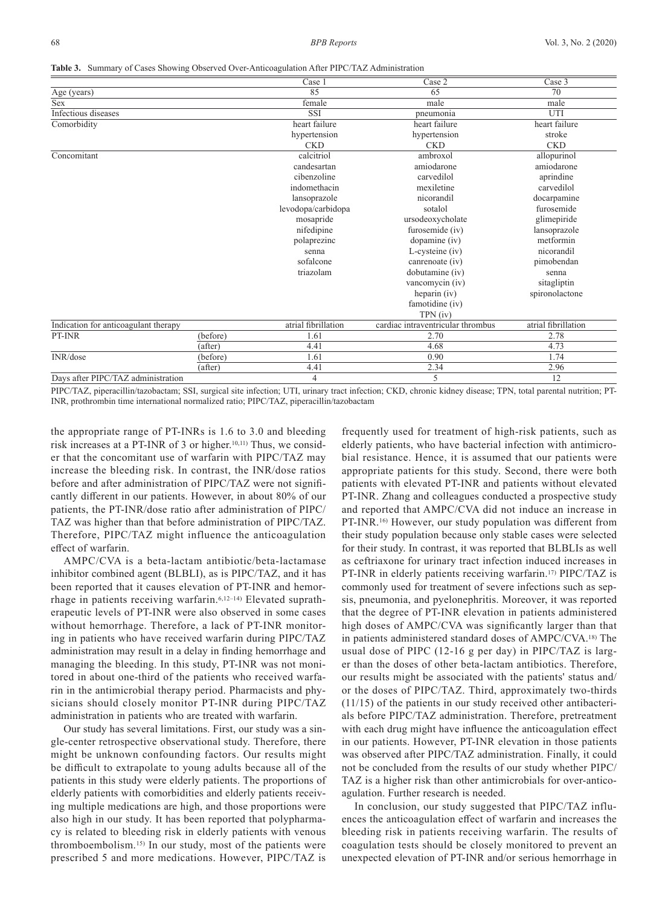**Table 3.** Summary of Cases Showing Observed Over-Anticoagulation After PIPC/TAZ Administration

| | | Case 1 | Case 2 | Case 3 |
|---|---|---|---|---|
| Age (years) | | 85 | 65 | 70 |
| Sex | | female | male | male |
| Infectious diseases | | SSI | pneumonia | UTI |
| Comorbidity | | heart failure<br>hypertension<br>CKD | heart failure<br>hypertension<br>CKD | heart failure<br>stroke<br>CKD |
| Concomitant | | calcitriol<br>candesartan<br>cibenzoline<br>indomethacin<br>lansoprazole<br>levodopa/carbidopa<br>mosapride<br>nifedipine<br>polaprezinc<br>senna<br>sofalcone<br>triazolam | ambroxol<br>amiodarone<br>carvedilol<br>mexiletine<br>nicorandil<br>sotalol<br>ursodeoxycholate<br>furosemide (iv)<br>dopamine (iv)<br>L-cysteine (iv)<br>canrenoate (iv)<br>dobutamine (iv)<br>vancomycin (iv)<br>heparin (iv)<br>famotidine (iv)<br>TPN (iv) | allopurinol<br>amiodarone<br>aprindine<br>carvedilol<br>docarpamine<br>furosemide<br>glimepiride<br>lansoprazole<br>metformin<br>nicorandil<br>pimobendan<br>senna<br>sitagliptin<br>spironolactone |
| Indication for anticoagulant therapy | | atrial fibrillation | cardiac intraventricular thrombus | atrial fibrillation |
| PT-INR | (before) | 1.61 | 2.70 | 2.78 |
| | (after) | 4.41 | 4.68 | 4.73 |
| INR/dose | (before) | 1.61 | 0.90 | 1.74 |
| | (after) | 4.41 | 2.34 | 2.96 |
| Days after PIPC/TAZ administration | | 4 | 5 | 12 |

PIPC/TAZ, piperacillin/tazobactam; SSI, surgical site infection; UTI, urinary tract infection; CKD, chronic kidney disease; TPN, total parental nutrition; PT-INR, prothrombin time international normalized ratio; PIPC/TAZ, piperacillin/tazobactam

the appropriate range of PT-INRs is 1.6 to 3.0 and bleeding risk increases at a PT-INR of 3 or higher.[10,11] Thus, we consider that the concomitant use of warfarin with PIPC/TAZ may increase the bleeding risk. In contrast, the INR/dose ratios before and after administration of PIPC/TAZ were not significantly different in our patients. However, in about 80% of our patients, the PT-INR/dose ratio after administration of PIPC/TAZ was higher than that before administration of PIPC/TAZ. Therefore, PIPC/TAZ might influence the anticoagulation effect of warfarin.

AMPC/CVA is a beta-lactam antibiotic/beta-lactamase inhibitor combined agent (BLBLI), as is PIPC/TAZ, and it has been reported that it causes elevation of PT-INR and hemorrhage in patients receiving warfarin.[6,12–14] Elevated supratherapeutic levels of PT-INR were also observed in some cases without hemorrhage. Therefore, a lack of PT-INR monitoring in patients who have received warfarin during PIPC/TAZ administration may result in a delay in finding hemorrhage and managing the bleeding. In this study, PT-INR was not monitored in about one-third of the patients who received warfarin in the antimicrobial therapy period. Pharmacists and physicians should closely monitor PT-INR during PIPC/TAZ administration in patients who are treated with warfarin.

Our study has several limitations. First, our study was a single-center retrospective observational study. Therefore, there might be unknown confounding factors. Our results might be difficult to extrapolate to young adults because all of the patients in this study were elderly patients. The proportions of elderly patients with comorbidities and elderly patients receiving multiple medications are high, and those proportions were also high in our study. It has been reported that polypharmacy is related to bleeding risk in elderly patients with venous thromboembolism.[15] In our study, most of the patients were prescribed 5 and more medications. However, PIPC/TAZ is frequently used for treatment of high-risk patients, such as elderly patients, who have bacterial infection with antimicrobial resistance. Hence, it is assumed that our patients were appropriate patients for this study. Second, there were both patients with elevated PT-INR and patients without elevated PT-INR. Zhang and colleagues conducted a prospective study and reported that AMPC/CVA did not induce an increase in PT-INR.[16] However, our study population was different from their study population because only stable cases were selected for their study. In contrast, it was reported that BLBLIs as well as ceftriaxone for urinary tract infection induced increases in PT-INR in elderly patients receiving warfarin.[17] PIPC/TAZ is commonly used for treatment of severe infections such as sepsis, pneumonia, and pyelonephritis. Moreover, it was reported that the degree of PT-INR elevation in patients administered high doses of AMPC/CVA was significantly larger than that in patients administered standard doses of AMPC/CVA.[18] The usual dose of PIPC (12-16 g per day) in PIPC/TAZ is larger than the doses of other beta-lactam antibiotics. Therefore, our results might be associated with the patients' status and/or the doses of PIPC/TAZ. Third, approximately two-thirds (11/15) of the patients in our study received other antibacterials before PIPC/TAZ administration. Therefore, pretreatment with each drug might have influence the anticoagulation effect in our patients. However, PT-INR elevation in those patients was observed after PIPC/TAZ administration. Finally, it could not be concluded from the results of our study whether PIPC/TAZ is a higher risk than other antimicrobials for over-anticoagulation. Further research is needed.

In conclusion, our study suggested that PIPC/TAZ influences the anticoagulation effect of warfarin and increases the bleeding risk in patients receiving warfarin. The results of coagulation tests should be closely monitored to prevent an unexpected elevation of PT-INR and/or serious hemorrhage in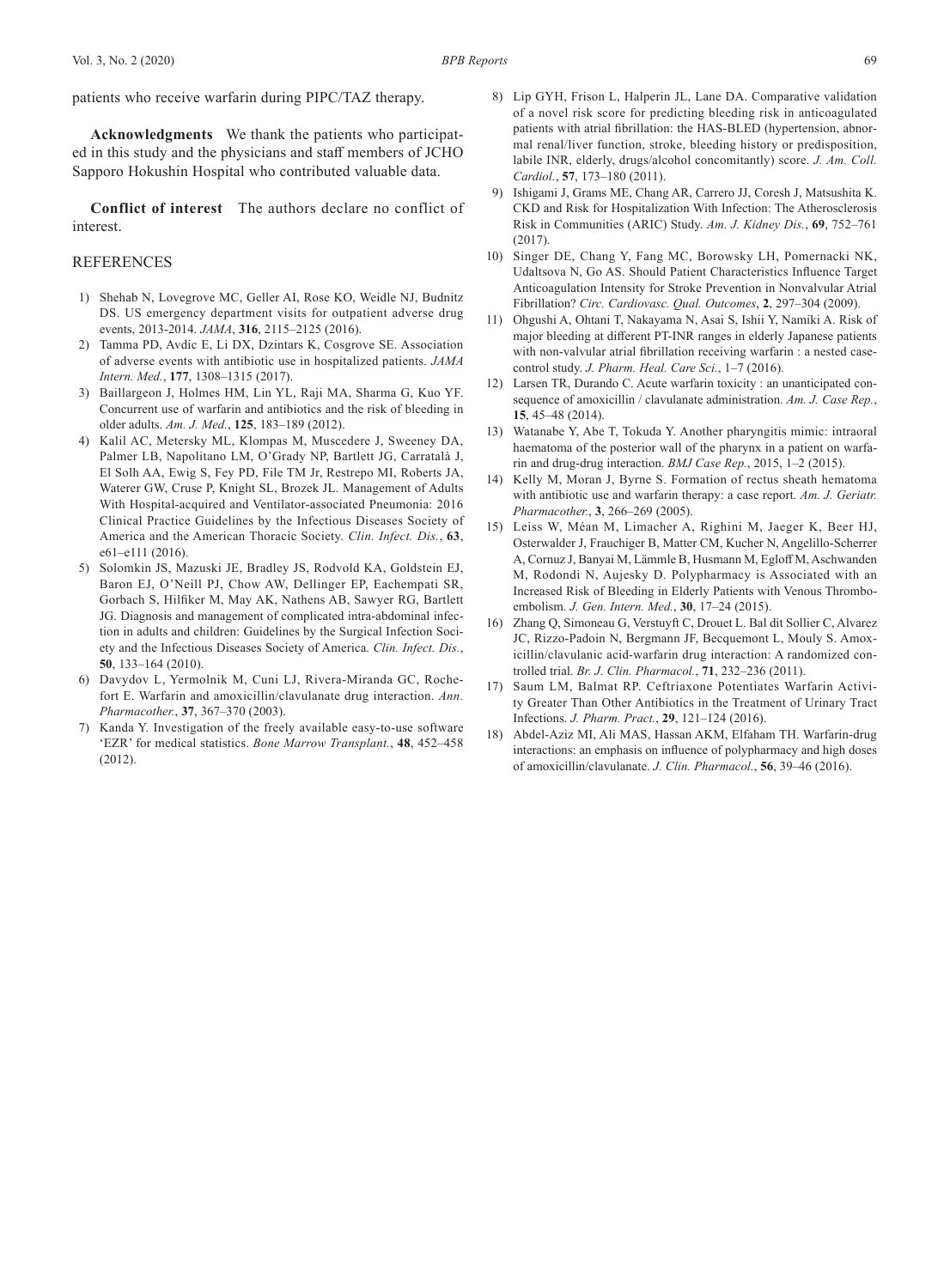patients who receive warfarin during PIPC/TAZ therapy.

**Acknowledgments** We thank the patients who participated in this study and the physicians and staff members of JCHO Sapporo Hokushin Hospital who contributed valuable data.

**Conflict of interest** The authors declare no conflict of interest.

## REFERENCES

1) Shehab N, Lovegrove MC, Geller AI, Rose KO, Weidle NJ, Budnitz DS. US emergency department visits for outpatient adverse drug events, 2013-2014. *JAMA*, **316**, 2115–2125 (2016).
2) Tamma PD, Avdic E, Li DX, Dzintars K, Cosgrove SE. Association of adverse events with antibiotic use in hospitalized patients. *JAMA Intern. Med.*, **177**, 1308–1315 (2017).
3) Baillargeon J, Holmes HM, Lin YL, Raji MA, Sharma G, Kuo YF. Concurrent use of warfarin and antibiotics and the risk of bleeding in older adults. *Am. J. Med.*, **125**, 183–189 (2012).
4) Kalil AC, Metersky ML, Klompas M, Muscedere J, Sweeney DA, Palmer LB, Napolitano LM, O'Grady NP, Bartlett JG, Carratalà J, El Solh AA, Ewig S, Fey PD, File TM Jr, Restrepo MI, Roberts JA, Waterer GW, Cruse P, Knight SL, Brozek JL. Management of Adults With Hospital-acquired and Ventilator-associated Pneumonia: 2016 Clinical Practice Guidelines by the Infectious Diseases Society of America and the American Thoracic Society. *Clin. Infect. Dis.*, **63**, e61–e111 (2016).
5) Solomkin JS, Mazuski JE, Bradley JS, Rodvold KA, Goldstein EJ, Baron EJ, O'Neill PJ, Chow AW, Dellinger EP, Eachempati SR, Gorbach S, Hilfiker M, May AK, Nathens AB, Sawyer RG, Bartlett JG. Diagnosis and management of complicated intra-abdominal infection in adults and children: Guidelines by the Surgical Infection Society and the Infectious Diseases Society of America. *Clin. Infect. Dis.*, **50**, 133–164 (2010).
6) Davydov L, Yermolnik M, Cuni LJ, Rivera-Miranda GC, Rochefort E. Warfarin and amoxicillin/clavulanate drug interaction. *Ann. Pharmacother.*, **37**, 367–370 (2003).
7) Kanda Y. Investigation of the freely available easy-to-use software 'EZR' for medical statistics. *Bone Marrow Transplant.*, **48**, 452–458 (2012).
8) Lip GYH, Frison L, Halperin JL, Lane DA. Comparative validation of a novel risk score for predicting bleeding risk in anticoagulated patients with atrial fibrillation: the HAS-BLED (hypertension, abnormal renal/liver function, stroke, bleeding history or predisposition, labile INR, elderly, drugs/alcohol concomitantly) score. *J. Am. Coll. Cardiol.*, **57**, 173–180 (2011).
9) Ishigami J, Grams ME, Chang AR, Carrero JJ, Coresh J, Matsushita K. CKD and Risk for Hospitalization With Infection: The Atherosclerosis Risk in Communities (ARIC) Study. *Am. J. Kidney Dis.*, **69**, 752–761 (2017).
10) Singer DE, Chang Y, Fang MC, Borowsky LH, Pomernacki NK, Udaltsova N, Go AS. Should Patient Characteristics Influence Target Anticoagulation Intensity for Stroke Prevention in Nonvalvular Atrial Fibrillation? *Circ. Cardiovasc. Qual. Outcomes*, **2**, 297–304 (2009).
11) Ohgushi A, Ohtani T, Nakayama N, Asai S, Ishii Y, Namiki A. Risk of major bleeding at different PT-INR ranges in elderly Japanese patients with non-valvular atrial fibrillation receiving warfarin : a nested case-control study. *J. Pharm. Heal. Care Sci.*, 1–7 (2016).
12) Larsen TR, Durando C. Acute warfarin toxicity : an unanticipated consequence of amoxicillin / clavulanate administration. *Am. J. Case Rep.*, **15**, 45–48 (2014).
13) Watanabe Y, Abe T, Tokuda Y. Another pharyngitis mimic: intraoral haematoma of the posterior wall of the pharynx in a patient on warfarin and drug-drug interaction. *BMJ Case Rep.*, 2015, 1–2 (2015).
14) Kelly M, Moran J, Byrne S. Formation of rectus sheath hematoma with antibiotic use and warfarin therapy: a case report. *Am. J. Geriatr. Pharmacother.*, **3**, 266–269 (2005).
15) Leiss W, Méan M, Limacher A, Righini M, Jaeger K, Beer HJ, Osterwalder J, Frauchiger B, Matter CM, Kucher N, Angelillo-Scherrer A, Cornuz J, Banyai M, Lämmle B, Husmann M, Egloff M, Aschwanden M, Rodondi N, Aujesky D. Polypharmacy is Associated with an Increased Risk of Bleeding in Elderly Patients with Venous Thromboembolism. *J. Gen. Intern. Med.*, **30**, 17–24 (2015).
16) Zhang Q, Simoneau G, Verstuyft C, Drouet L. Bal dit Sollier C, Alvarez JC, Rizzo-Padoin N, Bergmann JF, Becquemont L, Mouly S. Amoxicillin/clavulanic acid-warfarin drug interaction: A randomized controlled trial. *Br. J. Clin. Pharmacol.*, **71**, 232–236 (2011).
17) Saum LM, Balmat RP. Ceftriaxone Potentiates Warfarin Activity Greater Than Other Antibiotics in the Treatment of Urinary Tract Infections. *J. Pharm. Pract.*, **29**, 121–124 (2016).
18) Abdel-Aziz MI, Ali MAS, Hassan AKM, Elfaham TH. Warfarin-drug interactions: an emphasis on influence of polypharmacy and high doses of amoxicillin/clavulanate. *J. Clin. Pharmacol.*, **56**, 39–46 (2016).